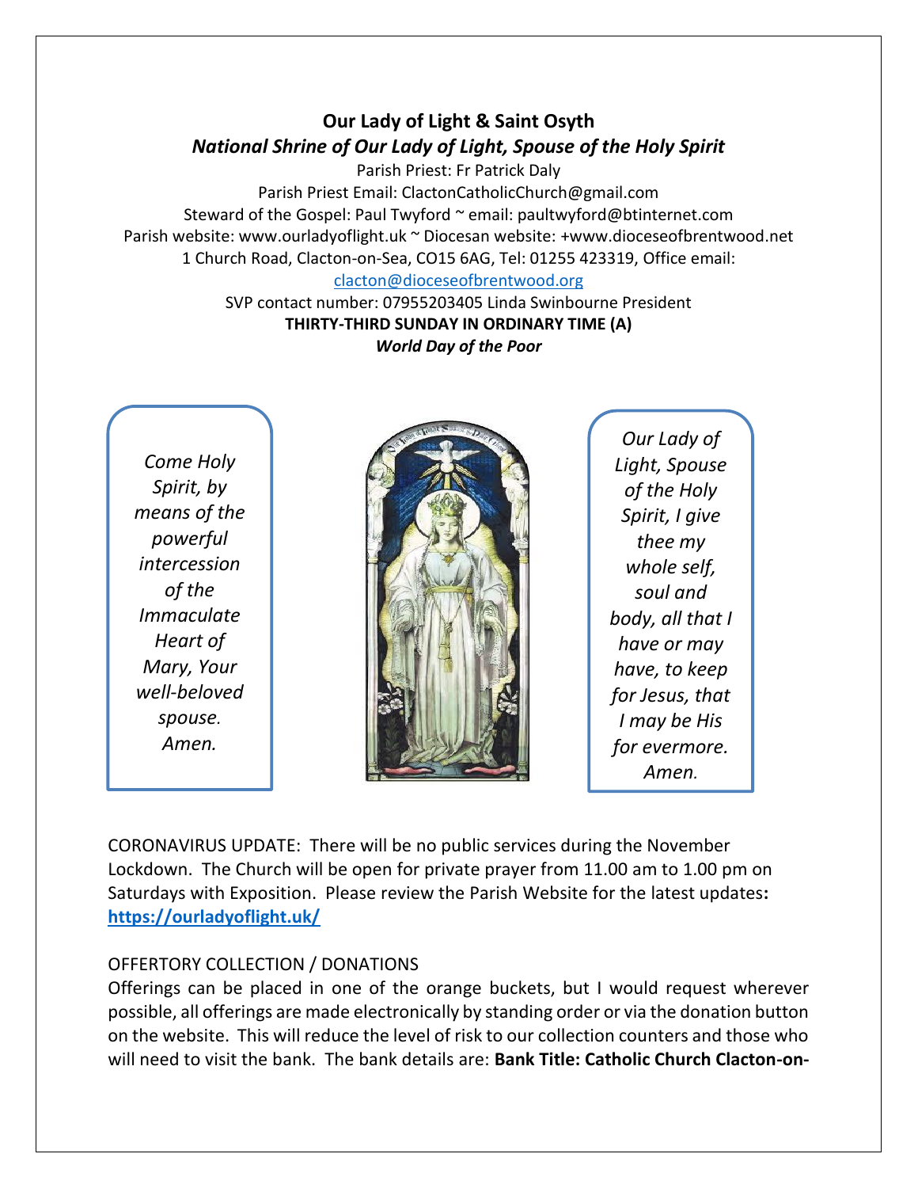# Our Lady of Light & Saint Osyth

## *National Shrine of Our Lady of Light, Spouse of the Holy Spirit*

Parish Priest: Fr Patrick Daly
Parish Priest Email: ClactonCatholicChurch@gmail.com
Steward of the Gospel: Paul Twyford ~ email: paultwyford@btinternet.com
Parish website: www.ourladyoflight.uk ~ Diocesan website: +www.dioceseofbrentwood.net
1 Church Road, Clacton-on-Sea, CO15 6AG, Tel: 01255 423319, Office email: clacton@dioceseofbrentwood.org
SVP contact number: 07955203405 Linda Swinbourne President

**THIRTY-THIRD SUNDAY IN ORDINARY TIME (A)**
***World Day of the Poor***

*Come Holy Spirit, by means of the powerful intercession of the Immaculate Heart of Mary, Your well-beloved spouse. Amen.*

*Our Lady of Light, Spouse of the Holy Spirit, I give thee my whole self, soul and body, all that I have or may have, to keep for Jesus, that I may be His for evermore. Amen.*

CORONAVIRUS UPDATE: There will be no public services during the November Lockdown. The Church will be open for private prayer from 11.00 am to 1.00 pm on Saturdays with Exposition. Please review the Parish Website for the latest updates**:** **https://ourladyoflight.uk/**

OFFERTORY COLLECTION / DONATIONS

Offerings can be placed in one of the orange buckets, but I would request wherever possible, all offerings are made electronically by standing order or via the donation button on the website. This will reduce the level of risk to our collection counters and those who will need to visit the bank. The bank details are: **Bank Title: Catholic Church Clacton-on-**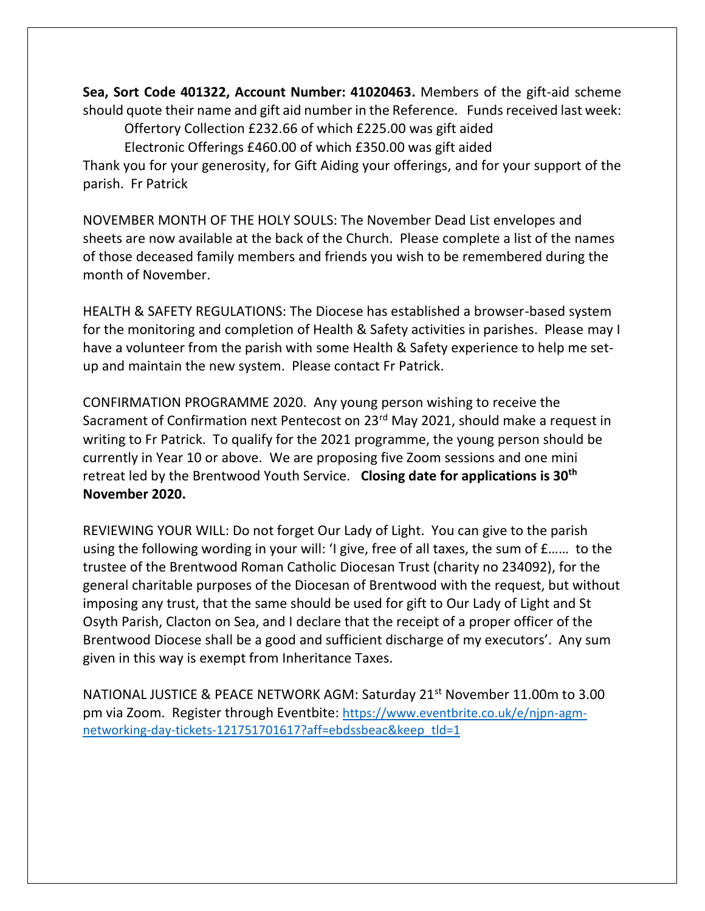**Sea, Sort Code 401322, Account Number: 41020463.** Members of the gift-aid scheme should quote their name and gift aid number in the Reference. Funds received last week:

Offertory Collection £232.66 of which £225.00 was gift aided

Electronic Offerings £460.00 of which £350.00 was gift aided

Thank you for your generosity, for Gift Aiding your offerings, and for your support of the parish. Fr Patrick

NOVEMBER MONTH OF THE HOLY SOULS: The November Dead List envelopes and sheets are now available at the back of the Church. Please complete a list of the names of those deceased family members and friends you wish to be remembered during the month of November.

HEALTH & SAFETY REGULATIONS: The Diocese has established a browser-based system for the monitoring and completion of Health & Safety activities in parishes. Please may I have a volunteer from the parish with some Health & Safety experience to help me set-up and maintain the new system. Please contact Fr Patrick.

CONFIRMATION PROGRAMME 2020. Any young person wishing to receive the Sacrament of Confirmation next Pentecost on 23rd May 2021, should make a request in writing to Fr Patrick. To qualify for the 2021 programme, the young person should be currently in Year 10 or above. We are proposing five Zoom sessions and one mini retreat led by the Brentwood Youth Service. **Closing date for applications is 30th November 2020.**

REVIEWING YOUR WILL: Do not forget Our Lady of Light. You can give to the parish using the following wording in your will: 'I give, free of all taxes, the sum of £…… to the trustee of the Brentwood Roman Catholic Diocesan Trust (charity no 234092), for the general charitable purposes of the Diocesan of Brentwood with the request, but without imposing any trust, that the same should be used for gift to Our Lady of Light and St Osyth Parish, Clacton on Sea, and I declare that the receipt of a proper officer of the Brentwood Diocese shall be a good and sufficient discharge of my executors'. Any sum given in this way is exempt from Inheritance Taxes.

NATIONAL JUSTICE & PEACE NETWORK AGM: Saturday 21st November 11.00m to 3.00 pm via Zoom. Register through Eventbite: [https://www.eventbrite.co.uk/e/njpn-agm-networking-day-tickets-121751701617?aff=ebdssbeac&keep_tld=1](https://www.eventbrite.co.uk/e/njpn-agm-networking-day-tickets-121751701617?aff=ebdssbeac&keep_tld=1)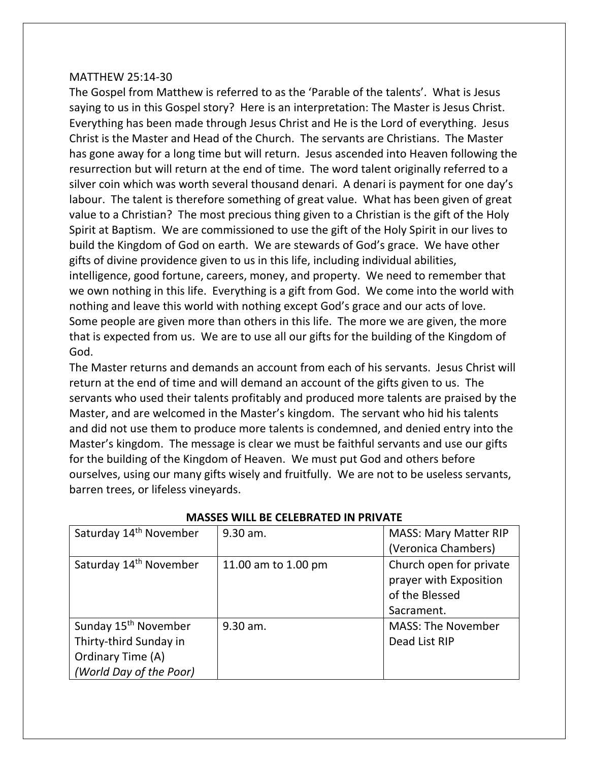MATTHEW 25:14-30

The Gospel from Matthew is referred to as the 'Parable of the talents'. What is Jesus saying to us in this Gospel story? Here is an interpretation: The Master is Jesus Christ. Everything has been made through Jesus Christ and He is the Lord of everything. Jesus Christ is the Master and Head of the Church. The servants are Christians. The Master has gone away for a long time but will return. Jesus ascended into Heaven following the resurrection but will return at the end of time. The word talent originally referred to a silver coin which was worth several thousand denari. A denari is payment for one day's labour. The talent is therefore something of great value. What has been given of great value to a Christian? The most precious thing given to a Christian is the gift of the Holy Spirit at Baptism. We are commissioned to use the gift of the Holy Spirit in our lives to build the Kingdom of God on earth. We are stewards of God's grace. We have other gifts of divine providence given to us in this life, including individual abilities, intelligence, good fortune, careers, money, and property. We need to remember that we own nothing in this life. Everything is a gift from God. We come into the world with nothing and leave this world with nothing except God's grace and our acts of love. Some people are given more than others in this life. The more we are given, the more that is expected from us. We are to use all our gifts for the building of the Kingdom of God.

The Master returns and demands an account from each of his servants. Jesus Christ will return at the end of time and will demand an account of the gifts given to us. The servants who used their talents profitably and produced more talents are praised by the Master, and are welcomed in the Master's kingdom. The servant who hid his talents and did not use them to produce more talents is condemned, and denied entry into the Master's kingdom. The message is clear we must be faithful servants and use our gifts for the building of the Kingdom of Heaven. We must put God and others before ourselves, using our many gifts wisely and fruitfully. We are not to be useless servants, barren trees, or lifeless vineyards.

**MASSES WILL BE CELEBRATED IN PRIVATE**

| | | |
|---|---|---|
| Saturday 14th November | 9.30 am. | MASS: Mary Matter RIP (Veronica Chambers) |
| Saturday 14th November | 11.00 am to 1.00 pm | Church open for private prayer with Exposition of the Blessed Sacrament. |
| Sunday 15th November Thirty-third Sunday in Ordinary Time (A) *(World Day of the Poor)* | 9.30 am. | MASS: The November Dead List RIP |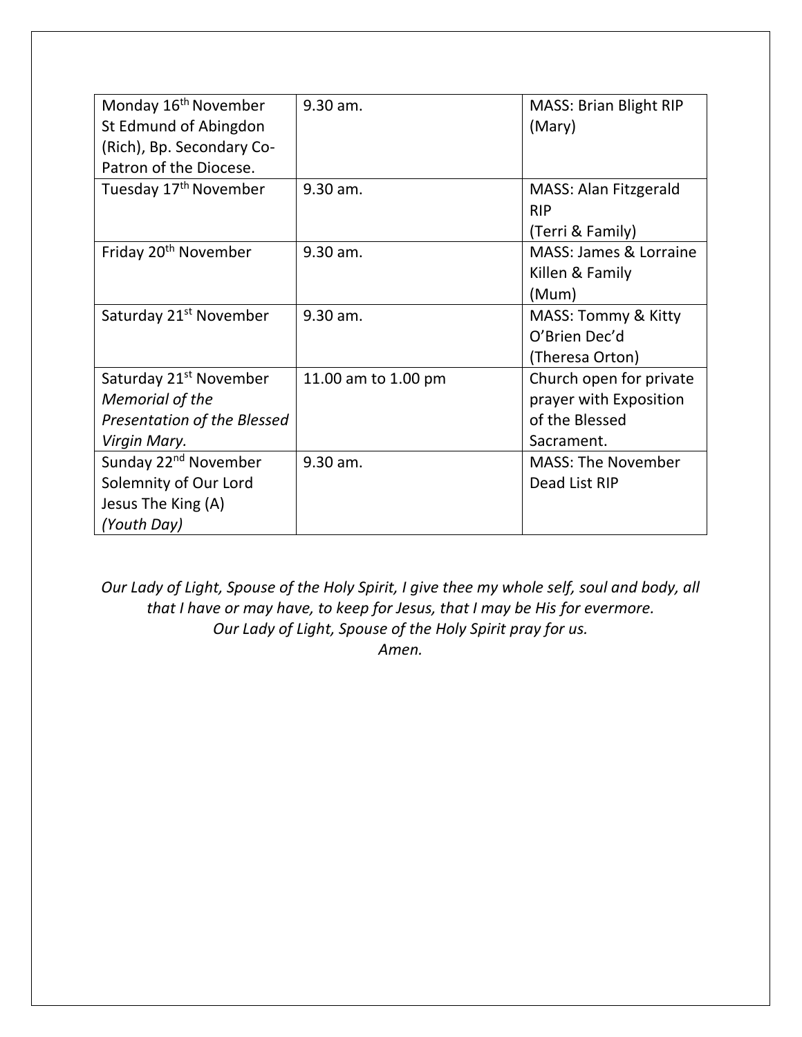| | | |
|---|---|---|
| Monday 16th November St Edmund of Abingdon (Rich), Bp. Secondary Co-Patron of the Diocese. | 9.30 am. | MASS: Brian Blight RIP (Mary) |
| Tuesday 17th November | 9.30 am. | MASS: Alan Fitzgerald RIP (Terri & Family) |
| Friday 20th November | 9.30 am. | MASS: James & Lorraine Killen & Family (Mum) |
| Saturday 21st November | 9.30 am. | MASS: Tommy & Kitty O'Brien Dec'd (Theresa Orton) |
| Saturday 21st November *Memorial of the Presentation of the Blessed Virgin Mary.* | 11.00 am to 1.00 pm | Church open for private prayer with Exposition of the Blessed Sacrament. |
| Sunday 22nd November Solemnity of Our Lord Jesus The King (A) *(Youth Day)* | 9.30 am. | MASS: The November Dead List RIP |

*Our Lady of Light, Spouse of the Holy Spirit, I give thee my whole self, soul and body, all that I have or may have, to keep for Jesus, that I may be His for evermore.*
*Our Lady of Light, Spouse of the Holy Spirit pray for us.*
*Amen.*